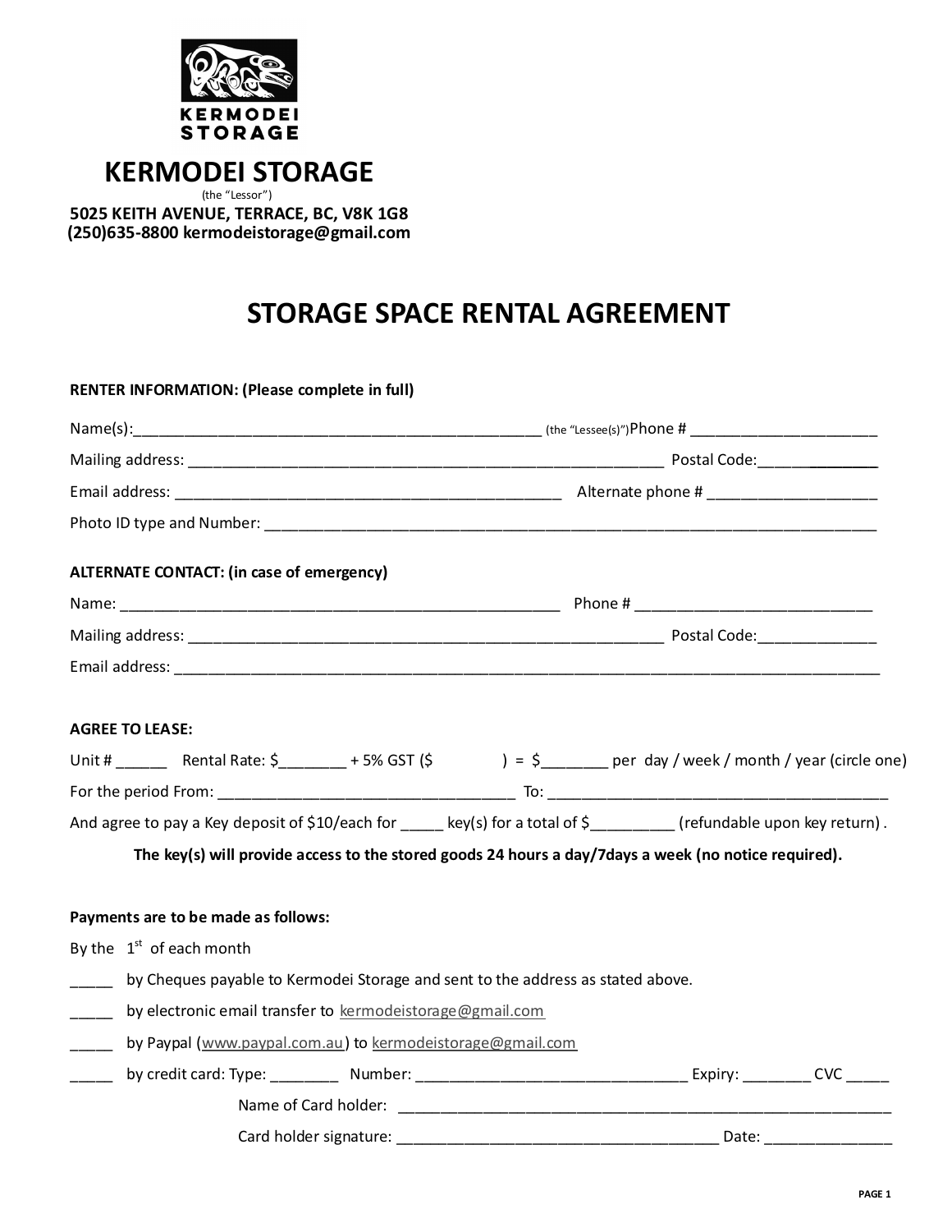KERMODEI STORAGE

# KERMODEI STORAGE

(the "Lessor")

**5025 KEITH AVENUE, TERRACE, BC, V8K 1G8**
**(250)635-8800 kermodeistorage@gmail.com**

## STORAGE SPACE RENTAL AGREEMENT

**RENTER INFORMATION: (Please complete in full)**

Name(s):_______________________________________________ (the "Lessee(s)") Phone # _____________________

Mailing address: _______________________________________________________ Postal Code:_____________

Email address: _____________________________________________ Alternate phone # ___________________

Photo ID type and Number: ______________________________________________________________________

**ALTERNATE CONTACT: (in case of emergency)**

Name: ___________________________________________________ Phone # ___________________________

Mailing address: _______________________________________________________ Postal Code:_____________

Email address: ___________________________________________________________________________________

**AGREE TO LEASE:**

Unit # ______ Rental Rate: $________ + 5% GST ($ ) = $________ per day / week / month / year (circle one)

For the period From: ___________________________________ To: ________________________________________

And agree to pay a Key deposit of $10/each for _____ key(s) for a total of $_________ (refundable upon key return) .

**The key(s) will provide access to the stored goods 24 hours a day/7days a week (no notice required).**

**Payments are to be made as follows:**

By the 1st of each month

_____ by Cheques payable to Kermodei Storage and sent to the address as stated above.

_____ by electronic email transfer to kermodeistorage@gmail.com

_____ by Paypal (www.paypal.com.au) to kermodeistorage@gmail.com

_____ by credit card: Type: ________ Number: ________________________________ Expiry: ________ CVC _____

Name of Card holder: ___________________________________________________________

Card holder signature: _____________________________________ Date: _______________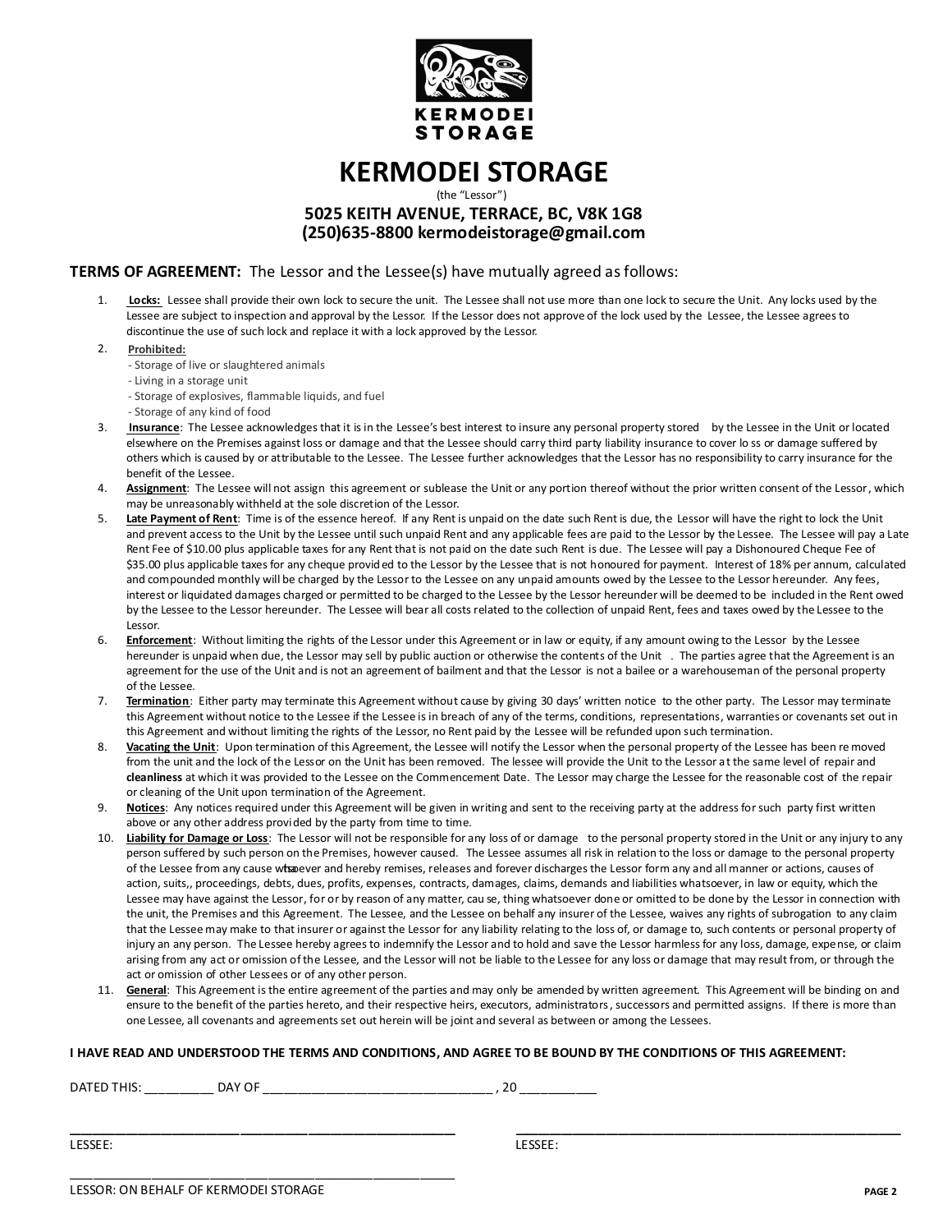# KERMODEI STORAGE

(the "Lessor")

**5025 KEITH AVENUE, TERRACE, BC, V8K 1G8**
**(250)635-8800 kermodeistorage@gmail.com**

**TERMS OF AGREEMENT:** The Lessor and the Lessee(s) have mutually agreed as follows:

1. **Locks:** Lessee shall provide their own lock to secure the unit. The Lessee shall not use more than one lock to secure the Unit. Any locks used by the Lessee are subject to inspection and approval by the Lessor. If the Lessor does not approve of the lock used by the Lessee, the Lessee agrees to discontinue the use of such lock and replace it with a lock approved by the Lessor.
2. **Prohibited:**
   - Storage of live or slaughtered animals
   - Living in a storage unit
   - Storage of explosives, flammable liquids, and fuel
   - Storage of any kind of food
3. **Insurance**: The Lessee acknowledges that it is in the Lessee's best interest to insure any personal property stored by the Lessee in the Unit or located elsewhere on the Premises against loss or damage and that the Lessee should carry third party liability insurance to cover lo ss or damage suffered by others which is caused by or attributable to the Lessee. The Lessee further acknowledges that the Lessor has no responsibility to carry insurance for the benefit of the Lessee.
4. **Assignment**: The Lessee will not assign this agreement or sublease the Unit or any portion thereof without the prior written consent of the Lessor, which may be unreasonably withheld at the sole discretion of the Lessor.
5. **Late Payment of Rent**: Time is of the essence hereof. If any Rent is unpaid on the date such Rent is due, the Lessor will have the right to lock the Unit and prevent access to the Unit by the Lessee until such unpaid Rent and any applicable fees are paid to the Lessor by the Lessee. The Lessee will pay a Late Rent Fee of $10.00 plus applicable taxes for any Rent that is not paid on the date such Rent is due. The Lessee will pay a Dishonoured Cheque Fee of $35.00 plus applicable taxes for any cheque provided to the Lessor by the Lessee that is not honoured for payment. Interest of 18% per annum, calculated and compounded monthly will be charged by the Lessor to the Lessee on any unpaid amounts owed by the Lessee to the Lessor hereunder. Any fees, interest or liquidated damages charged or permitted to be charged to the Lessee by the Lessor hereunder will be deemed to be included in the Rent owed by the Lessee to the Lessor hereunder. The Lessee will bear all costs related to the collection of unpaid Rent, fees and taxes owed by the Lessee to the Lessor.
6. **Enforcement**: Without limiting the rights of the Lessor under this Agreement or in law or equity, if any amount owing to the Lessor by the Lessee hereunder is unpaid when due, the Lessor may sell by public auction or otherwise the contents of the Unit . The parties agree that the Agreement is an agreement for the use of the Unit and is not an agreement of bailment and that the Lessor is not a bailee or a warehouseman of the personal property of the Lessee.
7. **Termination**: Either party may terminate this Agreement without cause by giving 30 days' written notice to the other party. The Lessor may terminate this Agreement without notice to the Lessee if the Lessee is in breach of any of the terms, conditions, representations, warranties or covenants set out in this Agreement and without limiting the rights of the Lessor, no Rent paid by the Lessee will be refunded upon such termination.
8. **Vacating the Unit**: Upon termination of this Agreement, the Lessee will notify the Lessor when the personal property of the Lessee has been re moved from the unit and the lock of the Lessee on the Unit has been removed. The lessee will provide the Unit to the Lessor at the same level of repair and **cleanliness** at which it was provided to the Lessee on the Commencement Date. The Lessor may charge the Lessee for the reasonable cost of the repair or cleaning of the Unit upon termination of the Agreement.
9. **Notices**: Any notices required under this Agreement will be given in writing and sent to the receiving party at the address for such party first written above or any other address provided by the party from time to time.
10. **Liability for Damage or Loss**: The Lessor will not be responsible for any loss of or damage to the personal property stored in the Unit or any injury to any person suffered by such person on the Premises, however caused. The Lessee assumes all risk in relation to the loss or damage to the personal property of the Lessee from any cause whatsoever and hereby remises, releases and forever discharges the Lessor form any and all manner or actions, causes of action, suits,, proceedings, debts, dues, profits, expenses, contracts, damages, claims, demands and liabilities whatsoever, in law or equity, which the Lessee may have against the Lessor, for or by reason of any matter, cau se, thing whatsoever done or omitted to be done by the Lessor in connection with the unit, the Premises and this Agreement. The Lessee, and the Lessee on behalf any insurer of the Lessee, waives any rights of subrogation to any claim that the Lessee may make to that insurer or against the Lessor for any liability relating to the loss of, or damage to, such contents or personal property of injury an any person. The Lessee hereby agrees to indemnify the Lessor and to hold and save the Lessor harmless for any loss, damage, expense, or claim arising from any act or omission of the Lessee, and the Lessor will not be liable to the Lessee for any loss or damage that may result from, or through the act or omission of other Lessees or of any other person.
11. **General**: This Agreement is the entire agreement of the parties and may only be amended by written agreement. This Agreement will be binding on and ensure to the benefit of the parties hereto, and their respective heirs, executors, administrators, successors and permitted assigns. If there is more than one Lessee, all covenants and agreements set out herein will be joint and several as between or among the Lessees.

**I HAVE READ AND UNDERSTOOD THE TERMS AND CONDITIONS, AND AGREE TO BE BOUND BY THE CONDITIONS OF THIS AGREEMENT:**

DATED THIS: __________ DAY OF ________________________________ , 20 ___________

_______________________________________________________ LESSEE:

_______________________________________________________ LESSEE:

_______________________________________________________ LESSOR: ON BEHALF OF KERMODEI STORAGE